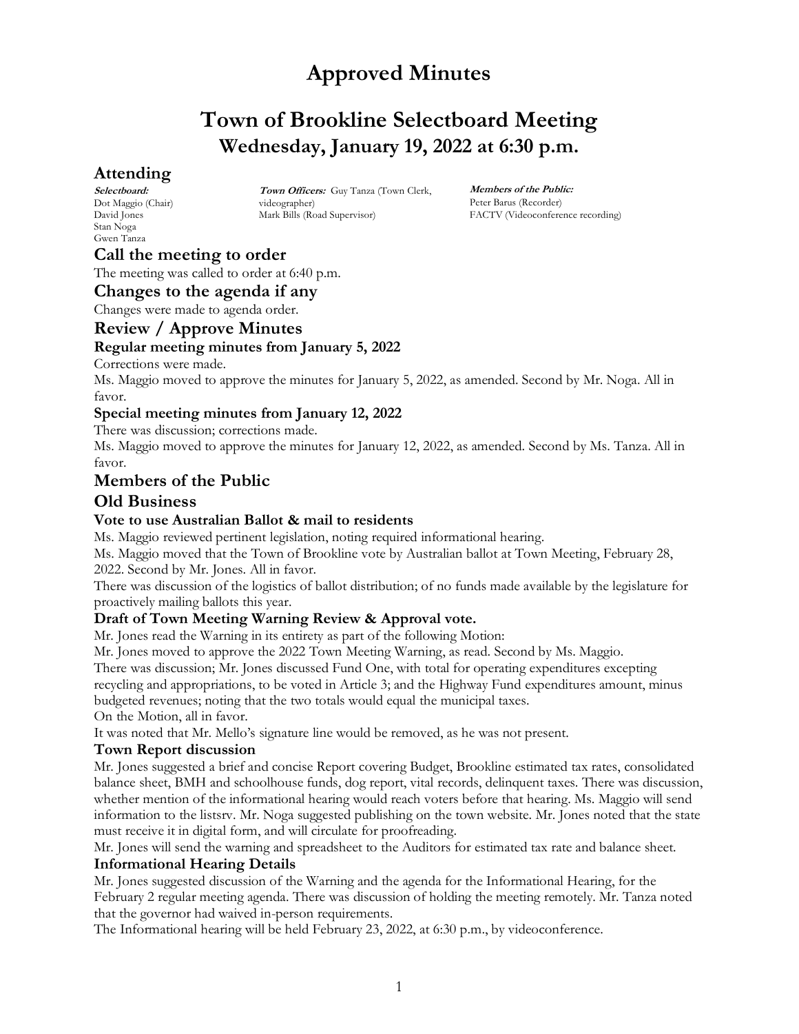# Approved Minutes

# Town of Brookline Selectboard Meeting

## Wednesday, January 19, 2022 at 6:30 p.m.

## Attending

***Selectboard:***
Dot Maggio (Chair)
David Jones
Stan Noga
Gwen Tanza

***Town Officers:*** Guy Tanza (Town Clerk, videographer)
Mark Bills (Road Supervisor)

***Members of the Public:***
Peter Barus (Recorder)
FACTV (Videoconference recording)

## Call the meeting to order

The meeting was called to order at 6:40 p.m.

## Changes to the agenda if any

Changes were made to agenda order.

## Review / Approve Minutes

### Regular meeting minutes from January 5, 2022

Corrections were made.

Ms. Maggio moved to approve the minutes for January 5, 2022, as amended. Second by Mr. Noga. All in favor.

### Special meeting minutes from January 12, 2022

There was discussion; corrections made.

Ms. Maggio moved to approve the minutes for January 12, 2022, as amended. Second by Ms. Tanza. All in favor.

## Members of the Public

## Old Business

### Vote to use Australian Ballot & mail to residents

Ms. Maggio reviewed pertinent legislation, noting required informational hearing.

Ms. Maggio moved that the Town of Brookline vote by Australian ballot at Town Meeting, February 28, 2022. Second by Mr. Jones. All in favor.

There was discussion of the logistics of ballot distribution; of no funds made available by the legislature for proactively mailing ballots this year.

### Draft of Town Meeting Warning Review & Approval vote.

Mr. Jones read the Warning in its entirety as part of the following Motion:

Mr. Jones moved to approve the 2022 Town Meeting Warning, as read. Second by Ms. Maggio.

There was discussion; Mr. Jones discussed Fund One, with total for operating expenditures excepting recycling and appropriations, to be voted in Article 3; and the Highway Fund expenditures amount, minus budgeted revenues; noting that the two totals would equal the municipal taxes.

On the Motion, all in favor.

It was noted that Mr. Mello's signature line would be removed, as he was not present.

### Town Report discussion

Mr. Jones suggested a brief and concise Report covering Budget, Brookline estimated tax rates, consolidated balance sheet, BMH and schoolhouse funds, dog report, vital records, delinquent taxes. There was discussion, whether mention of the informational hearing would reach voters before that hearing. Ms. Maggio will send information to the listsrv. Mr. Noga suggested publishing on the town website. Mr. Jones noted that the state must receive it in digital form, and will circulate for proofreading.

Mr. Jones will send the warning and spreadsheet to the Auditors for estimated tax rate and balance sheet.

### Informational Hearing Details

Mr. Jones suggested discussion of the Warning and the agenda for the Informational Hearing, for the February 2 regular meeting agenda. There was discussion of holding the meeting remotely. Mr. Tanza noted that the governor had waived in-person requirements.

The Informational hearing will be held February 23, 2022, at 6:30 p.m., by videoconference.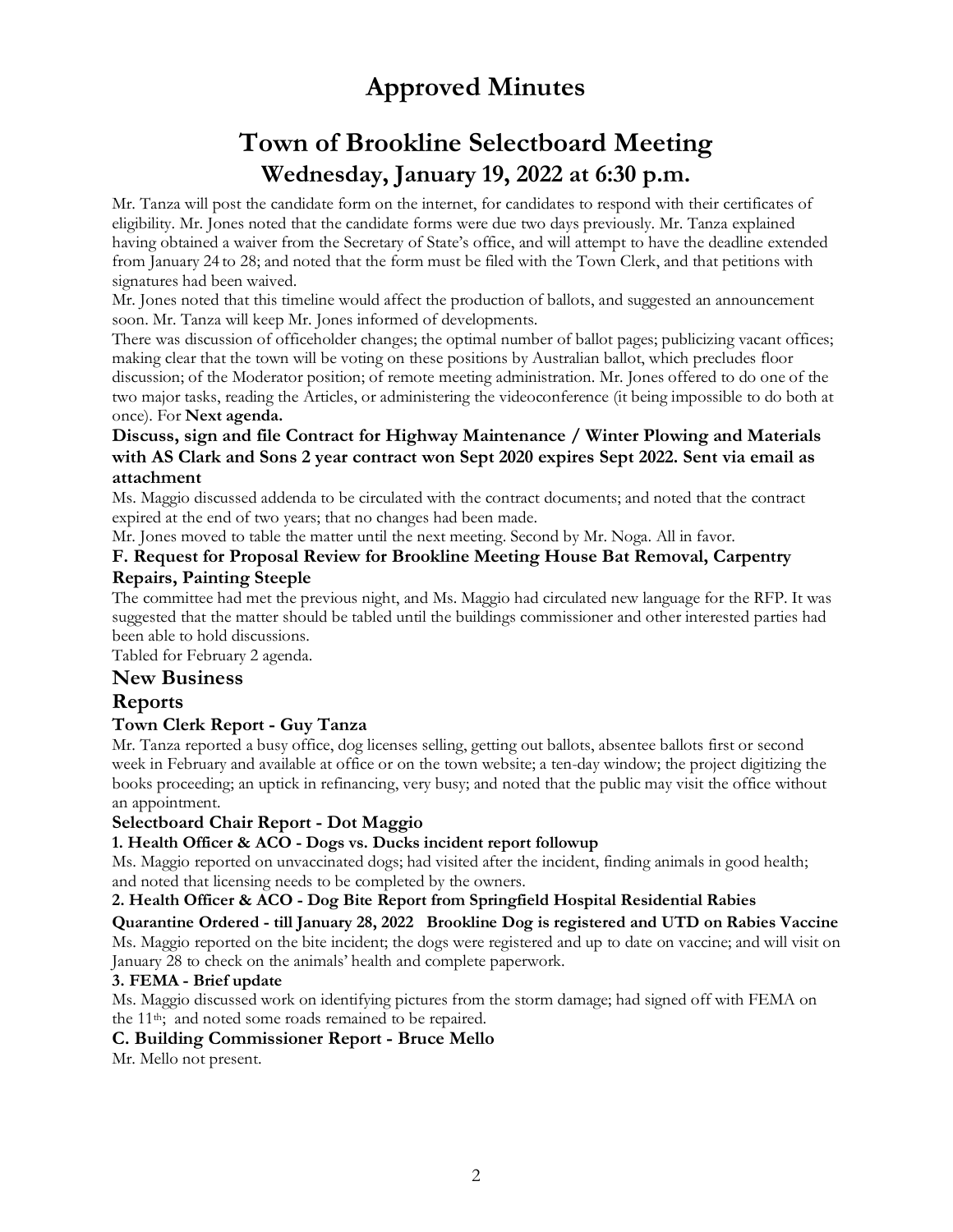# Approved Minutes

# Town of Brookline Selectboard Meeting

## Wednesday, January 19, 2022 at 6:30 p.m.

Mr. Tanza will post the candidate form on the internet, for candidates to respond with their certificates of eligibility. Mr. Jones noted that the candidate forms were due two days previously. Mr. Tanza explained having obtained a waiver from the Secretary of State's office, and will attempt to have the deadline extended from January 24 to 28; and noted that the form must be filed with the Town Clerk, and that petitions with signatures had been waived.

Mr. Jones noted that this timeline would affect the production of ballots, and suggested an announcement soon. Mr. Tanza will keep Mr. Jones informed of developments.

There was discussion of officeholder changes; the optimal number of ballot pages; publicizing vacant offices; making clear that the town will be voting on these positions by Australian ballot, which precludes floor discussion; of the Moderator position; of remote meeting administration. Mr. Jones offered to do one of the two major tasks, reading the Articles, or administering the videoconference (it being impossible to do both at once). For **Next agenda.**

### Discuss, sign and file Contract for Highway Maintenance / Winter Plowing and Materials with AS Clark and Sons 2 year contract won Sept 2020 expires Sept 2022. Sent via email as attachment

Ms. Maggio discussed addenda to be circulated with the contract documents; and noted that the contract expired at the end of two years; that no changes had been made.

Mr. Jones moved to table the matter until the next meeting. Second by Mr. Noga. All in favor.

### F. Request for Proposal Review for Brookline Meeting House Bat Removal, Carpentry Repairs, Painting Steeple

The committee had met the previous night, and Ms. Maggio had circulated new language for the RFP. It was suggested that the matter should be tabled until the buildings commissioner and other interested parties had been able to hold discussions.

Tabled for February 2 agenda.

## New Business

## Reports

### Town Clerk Report - Guy Tanza

Mr. Tanza reported a busy office, dog licenses selling, getting out ballots, absentee ballots first or second week in February and available at office or on the town website; a ten-day window; the project digitizing the books proceeding; an uptick in refinancing, very busy; and noted that the public may visit the office without an appointment.

### Selectboard Chair Report - Dot Maggio

**1. Health Officer & ACO - Dogs vs. Ducks incident report followup**

Ms. Maggio reported on unvaccinated dogs; had visited after the incident, finding animals in good health; and noted that licensing needs to be completed by the owners.

**2. Health Officer & ACO - Dog Bite Report from Springfield Hospital Residential Rabies Quarantine Ordered - till January 28, 2022 Brookline Dog is registered and UTD on Rabies Vaccine**

Ms. Maggio reported on the bite incident; the dogs were registered and up to date on vaccine; and will visit on January 28 to check on the animals' health and complete paperwork.

**3. FEMA - Brief update**

Ms. Maggio discussed work on identifying pictures from the storm damage; had signed off with FEMA on the 11th; and noted some roads remained to be repaired.

### C. Building Commissioner Report - Bruce Mello

Mr. Mello not present.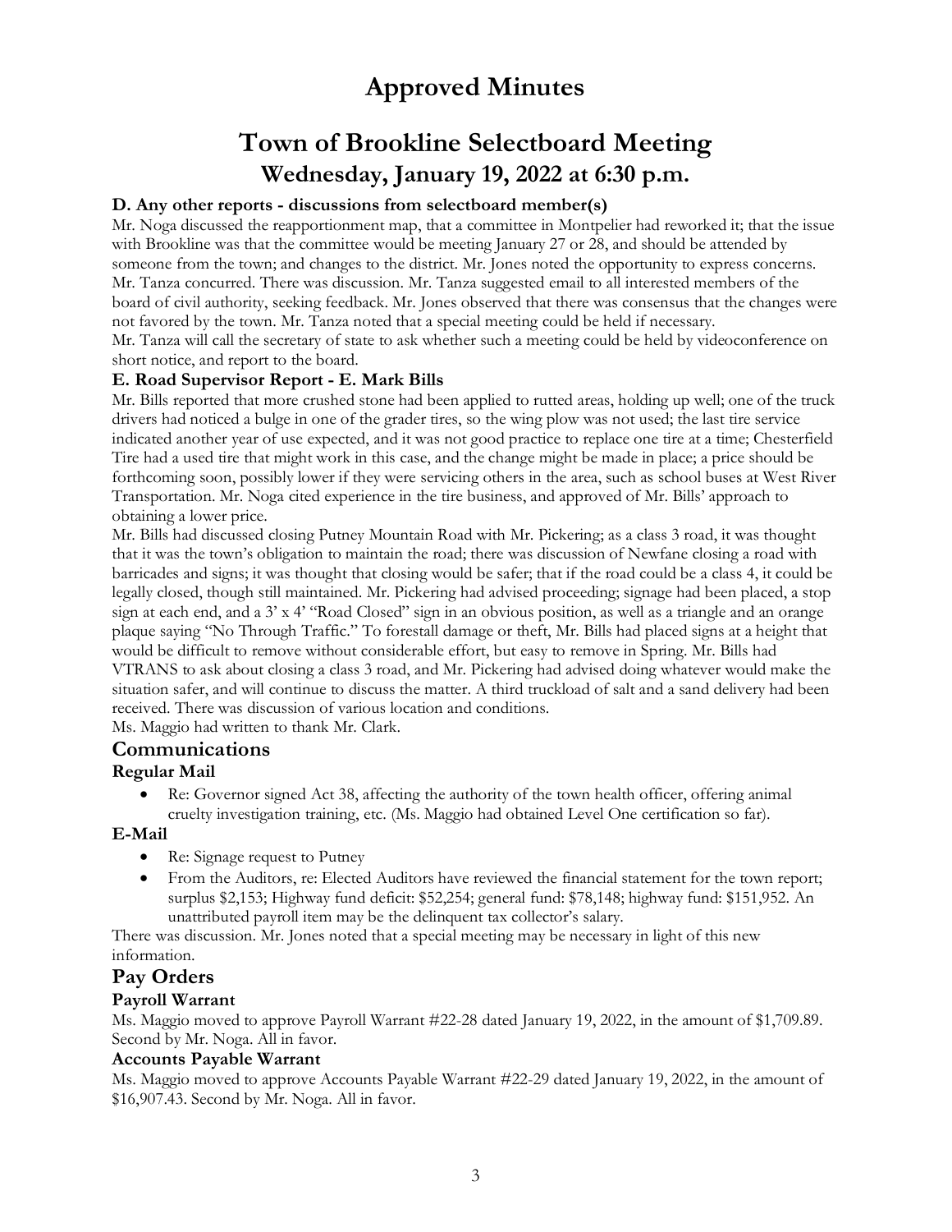# Approved Minutes

# Town of Brookline Selectboard Meeting

## Wednesday, January 19, 2022 at 6:30 p.m.

### D. Any other reports - discussions from selectboard member(s)

Mr. Noga discussed the reapportionment map, that a committee in Montpelier had reworked it; that the issue with Brookline was that the committee would be meeting January 27 or 28, and should be attended by someone from the town; and changes to the district. Mr. Jones noted the opportunity to express concerns. Mr. Tanza concurred. There was discussion. Mr. Tanza suggested email to all interested members of the board of civil authority, seeking feedback. Mr. Jones observed that there was consensus that the changes were not favored by the town. Mr. Tanza noted that a special meeting could be held if necessary.
Mr. Tanza will call the secretary of state to ask whether such a meeting could be held by videoconference on short notice, and report to the board.

### E. Road Supervisor Report - E. Mark Bills

Mr. Bills reported that more crushed stone had been applied to rutted areas, holding up well; one of the truck drivers had noticed a bulge in one of the grader tires, so the wing plow was not used; the last tire service indicated another year of use expected, and it was not good practice to replace one tire at a time; Chesterfield Tire had a used tire that might work in this case, and the change might be made in place; a price should be forthcoming soon, possibly lower if they were servicing others in the area, such as school buses at West River Transportation. Mr. Noga cited experience in the tire business, and approved of Mr. Bills' approach to obtaining a lower price.

Mr. Bills had discussed closing Putney Mountain Road with Mr. Pickering; as a class 3 road, it was thought that it was the town's obligation to maintain the road; there was discussion of Newfane closing a road with barricades and signs; it was thought that closing would be safer; that if the road could be a class 4, it could be legally closed, though still maintained. Mr. Pickering had advised proceeding; signage had been placed, a stop sign at each end, and a 3' x 4' "Road Closed" sign in an obvious position, as well as a triangle and an orange plaque saying "No Through Traffic." To forestall damage or theft, Mr. Bills had placed signs at a height that would be difficult to remove without considerable effort, but easy to remove in Spring. Mr. Bills had VTRANS to ask about closing a class 3 road, and Mr. Pickering had advised doing whatever would make the situation safer, and will continue to discuss the matter. A third truckload of salt and a sand delivery had been received. There was discussion of various location and conditions.
Ms. Maggio had written to thank Mr. Clark.

## Communications

### Regular Mail

- Re: Governor signed Act 38, affecting the authority of the town health officer, offering animal cruelty investigation training, etc. (Ms. Maggio had obtained Level One certification so far).

### E-Mail

- Re: Signage request to Putney
- From the Auditors, re: Elected Auditors have reviewed the financial statement for the town report; surplus $2,153; Highway fund deficit: $52,254; general fund: $78,148; highway fund: $151,952. An unattributed payroll item may be the delinquent tax collector's salary.

There was discussion. Mr. Jones noted that a special meeting may be necessary in light of this new information.

## Pay Orders

### Payroll Warrant

Ms. Maggio moved to approve Payroll Warrant #22-28 dated January 19, 2022, in the amount of $1,709.89. Second by Mr. Noga. All in favor.

### Accounts Payable Warrant

Ms. Maggio moved to approve Accounts Payable Warrant #22-29 dated January 19, 2022, in the amount of $16,907.43. Second by Mr. Noga. All in favor.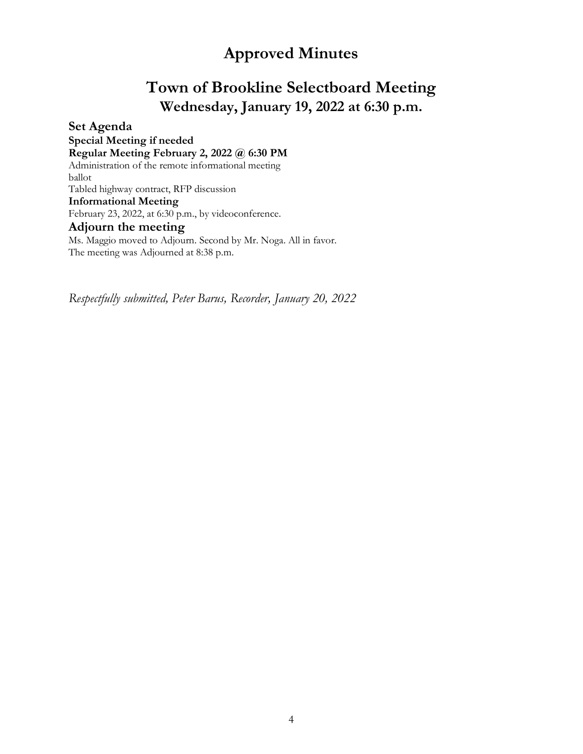# Approved Minutes

## Town of Brookline Selectboard Meeting

### Wednesday, January 19, 2022 at 6:30 p.m.

### Set Agenda

**Special Meeting if needed**

**Regular Meeting February 2, 2022 @ 6:30 PM**

Administration of the remote informational meeting ballot

Tabled highway contract, RFP discussion

**Informational Meeting**

February 23, 2022, at 6:30 p.m., by videoconference.

### Adjourn the meeting

Ms. Maggio moved to Adjourn. Second by Mr. Noga. All in favor.
The meeting was Adjourned at 8:38 p.m.

*Respectfully submitted, Peter Barus, Recorder, January 20, 2022*